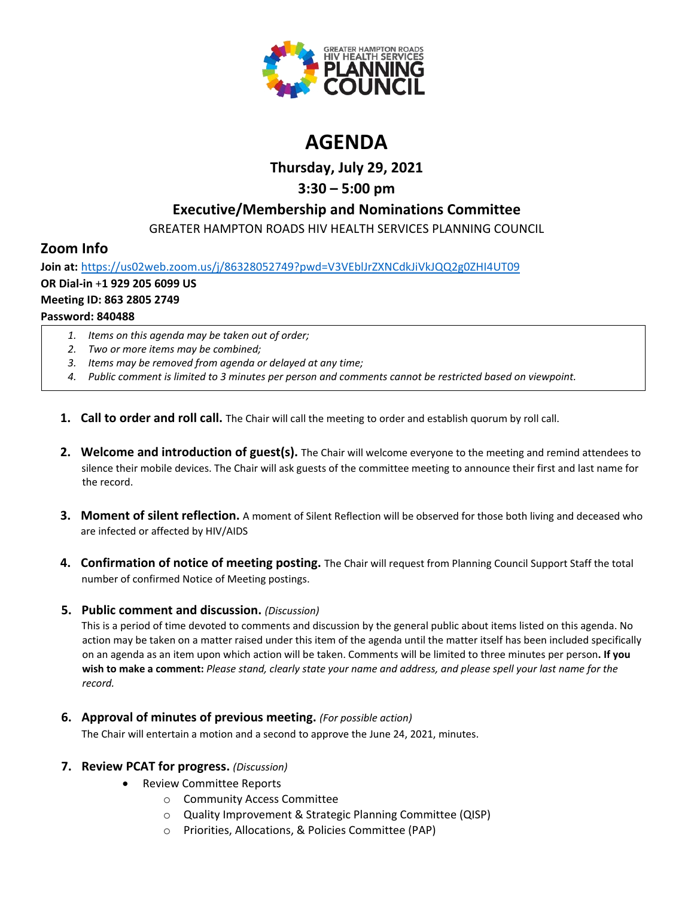GREATER HAMPTON ROADS HIV HEALTH SERVICES PLANNING COUNCIL

# AGENDA

## Thursday, July 29, 2021

## 3:30 – 5:00 pm

## Executive/Membership and Nominations Committee

GREATER HAMPTON ROADS HIV HEALTH SERVICES PLANNING COUNCIL

## Zoom Info

**Join at:** https://us02web.zoom.us/j/86328052749?pwd=V3VEblJrZXNCdkJiVkJQQ2g0ZHI4UT09
**OR Dial-in** +**1 929 205 6099 US**
**Meeting ID: 863 2805 2749**
**Password: 840488**

> 1. *Items on this agenda may be taken out of order;*
> 2. *Two or more items may be combined;*
> 3. *Items may be removed from agenda or delayed at any time;*
> 4. *Public comment is limited to 3 minutes per person and comments cannot be restricted based on viewpoint.*

1. **Call to order and roll call.** The Chair will call the meeting to order and establish quorum by roll call.

2. **Welcome and introduction of guest(s).** The Chair will welcome everyone to the meeting and remind attendees to silence their mobile devices. The Chair will ask guests of the committee meeting to announce their first and last name for the record.

3. **Moment of silent reflection.** A moment of Silent Reflection will be observed for those both living and deceased who are infected or affected by HIV/AIDS

4. **Confirmation of notice of meeting posting.** The Chair will request from Planning Council Support Staff the total number of confirmed Notice of Meeting postings.

5. **Public comment and discussion.** *(Discussion)*
   This is a period of time devoted to comments and discussion by the general public about items listed on this agenda. No action may be taken on a matter raised under this item of the agenda until the matter itself has been included specifically on an agenda as an item upon which action will be taken. Comments will be limited to three minutes per person**. If you wish to make a comment:** *Please stand, clearly state your name and address, and please spell your last name for the record.*

6. **Approval of minutes of previous meeting.** *(For possible action)*
   The Chair will entertain a motion and a second to approve the June 24, 2021, minutes.

7. **Review PCAT for progress.** *(Discussion)*
   - Review Committee Reports
     - Community Access Committee
     - Quality Improvement & Strategic Planning Committee (QISP)
     - Priorities, Allocations, & Policies Committee (PAP)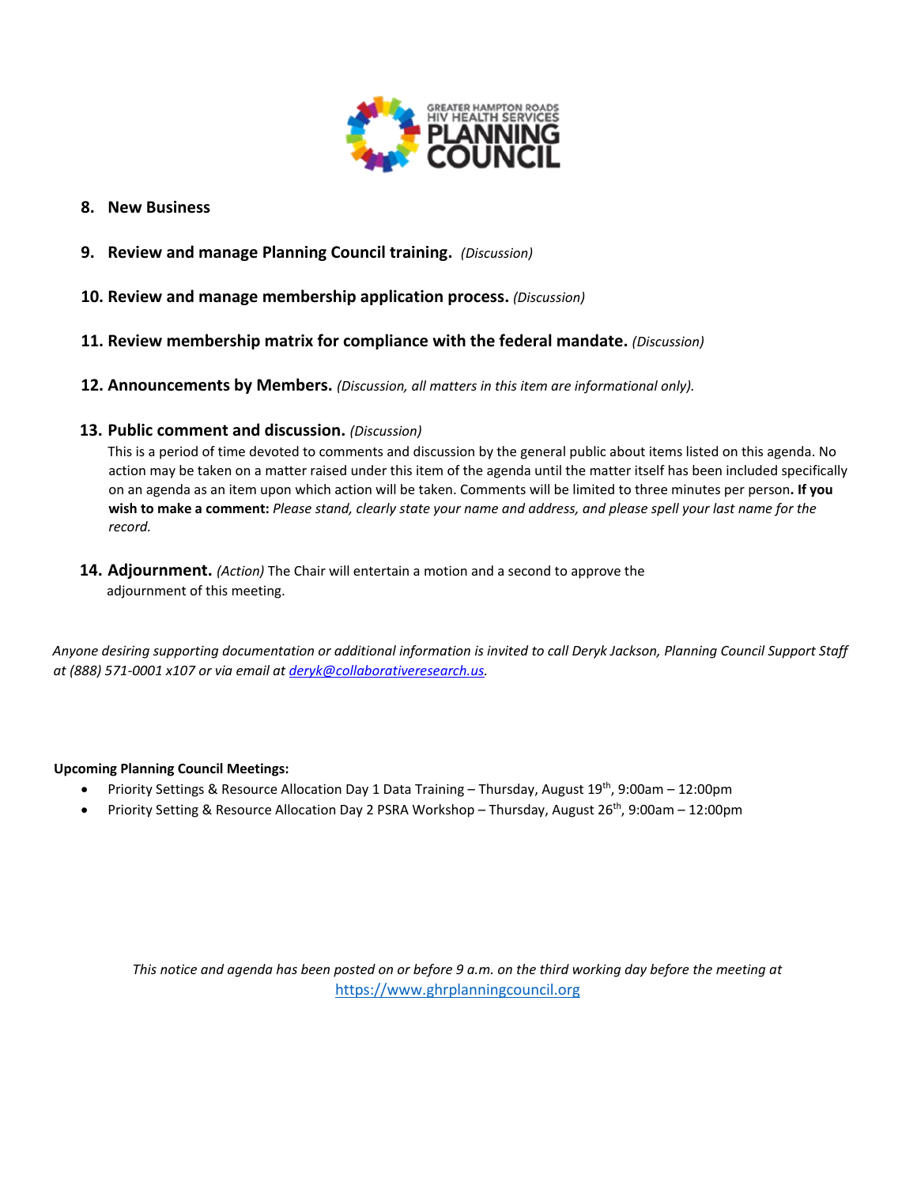8. **New Business**

9. **Review and manage Planning Council training.** *(Discussion)*

10. **Review and manage membership application process.** *(Discussion)*

11. **Review membership matrix for compliance with the federal mandate.** *(Discussion)*

12. **Announcements by Members.** *(Discussion, all matters in this item are informational only).*

13. **Public comment and discussion.** *(Discussion)*
    This is a period of time devoted to comments and discussion by the general public about items listed on this agenda. No action may be taken on a matter raised under this item of the agenda until the matter itself has been included specifically on an agenda as an item upon which action will be taken. Comments will be limited to three minutes per person**. If you wish to make a comment:** *Please stand, clearly state your name and address, and please spell your last name for the record.*

14. **Adjournment.** *(Action)* The Chair will entertain a motion and a second to approve the adjournment of this meeting.

*Anyone desiring supporting documentation or additional information is invited to call Deryk Jackson, Planning Council Support Staff at (888) 571-0001 x107 or via email at deryk@collaborativeresearch.us.*

**Upcoming Planning Council Meetings:**

- Priority Settings & Resource Allocation Day 1 Data Training – Thursday, August 19th, 9:00am – 12:00pm
- Priority Setting & Resource Allocation Day 2 PSRA Workshop – Thursday, August 26th, 9:00am – 12:00pm

*This notice and agenda has been posted on or before 9 a.m. on the third working day before the meeting at* https://www.ghrplanningcouncil.org